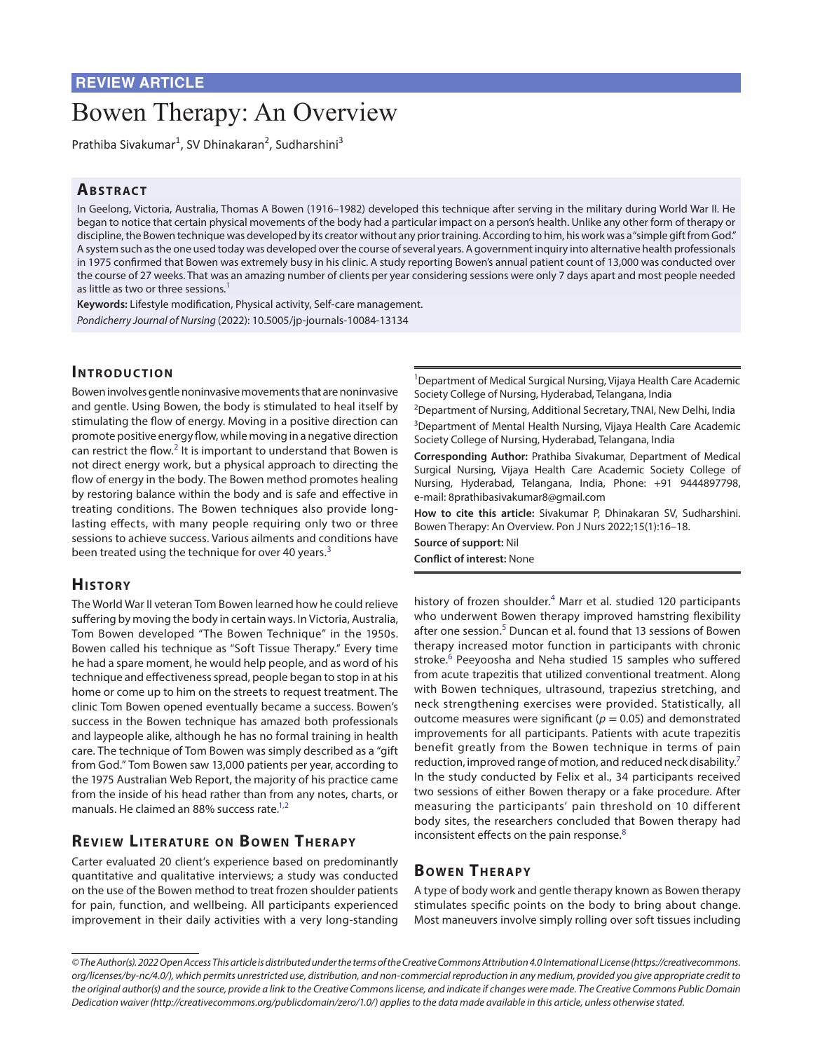REVIEW ARTICLE

# Bowen Therapy: An Overview

Prathiba Sivakumar[1], SV Dhinakaran[2], Sudharshini[3]

## Abstract

In Geelong, Victoria, Australia, Thomas A Bowen (1916–1982) developed this technique after serving in the military during World War II. He began to notice that certain physical movements of the body had a particular impact on a person's health. Unlike any other form of therapy or discipline, the Bowen technique was developed by its creator without any prior training. According to him, his work was a "simple gift from God." A system such as the one used today was developed over the course of several years. A government inquiry into alternative health professionals in 1975 confirmed that Bowen was extremely busy in his clinic. A study reporting Bowen's annual patient count of 13,000 was conducted over the course of 27 weeks. That was an amazing number of clients per year considering sessions were only 7 days apart and most people needed as little as two or three sessions.[1]

**Keywords:** Lifestyle modification, Physical activity, Self-care management.

*Pondicherry Journal of Nursing* (2022): 10.5005/jp-journals-10084-13134

[1]Department of Medical Surgical Nursing, Vijaya Health Care Academic Society College of Nursing, Hyderabad, Telangana, India

[2]Department of Nursing, Additional Secretary, TNAI, New Delhi, India

[3]Department of Mental Health Nursing, Vijaya Health Care Academic Society College of Nursing, Hyderabad, Telangana, India

**Corresponding Author:** Prathiba Sivakumar, Department of Medical Surgical Nursing, Vijaya Health Care Academic Society College of Nursing, Hyderabad, Telangana, India, Phone: +91 9444897798, e-mail: 8prathibasivakumar8@gmail.com

**How to cite this article:** Sivakumar P, Dhinakaran SV, Sudharshini. Bowen Therapy: An Overview. Pon J Nurs 2022;15(1):16–18.

**Source of support:** Nil

**Conflict of interest:** None

## Introduction

Bowen involves gentle noninvasive movements that are noninvasive and gentle. Using Bowen, the body is stimulated to heal itself by stimulating the flow of energy. Moving in a positive direction can promote positive energy flow, while moving in a negative direction can restrict the flow.[2] It is important to understand that Bowen is not direct energy work, but a physical approach to directing the flow of energy in the body. The Bowen method promotes healing by restoring balance within the body and is safe and effective in treating conditions. The Bowen techniques also provide long-lasting effects, with many people requiring only two or three sessions to achieve success. Various ailments and conditions have been treated using the technique for over 40 years.[3]

## History

The World War II veteran Tom Bowen learned how he could relieve suffering by moving the body in certain ways. In Victoria, Australia, Tom Bowen developed "The Bowen Technique" in the 1950s. Bowen called his technique as "Soft Tissue Therapy." Every time he had a spare moment, he would help people, and as word of his technique and effectiveness spread, people began to stop in at his home or come up to him on the streets to request treatment. The clinic Tom Bowen opened eventually became a success. Bowen's success in the Bowen technique has amazed both professionals and laypeople alike, although he has no formal training in health care. The technique of Tom Bowen was simply described as a "gift from God." Tom Bowen saw 13,000 patients per year, according to the 1975 Australian Web Report, the majority of his practice came from the inside of his head rather than from any notes, charts, or manuals. He claimed an 88% success rate.[1,2]

## Review Literature on Bowen Therapy

Carter evaluated 20 client's experience based on predominantly quantitative and qualitative interviews; a study was conducted on the use of the Bowen method to treat frozen shoulder patients for pain, function, and wellbeing. All participants experienced improvement in their daily activities with a very long-standing history of frozen shoulder.[4] Marr et al. studied 120 participants who underwent Bowen therapy improved hamstring flexibility after one session.[5] Duncan et al. found that 13 sessions of Bowen therapy increased motor function in participants with chronic stroke.[6] Peeyoosha and Neha studied 15 samples who suffered from acute trapezitis that utilized conventional treatment. Along with Bowen techniques, ultrasound, trapezius stretching, and neck strengthening exercises were provided. Statistically, all outcome measures were significant ($p = 0.05$) and demonstrated improvements for all participants. Patients with acute trapezitis benefit greatly from the Bowen technique in terms of pain reduction, improved range of motion, and reduced neck disability.[7] In the study conducted by Felix et al., 34 participants received two sessions of either Bowen therapy or a fake procedure. After measuring the participants' pain threshold on 10 different body sites, the researchers concluded that Bowen therapy had inconsistent effects on the pain response.[8]

## Bowen Therapy

A type of body work and gentle therapy known as Bowen therapy stimulates specific points on the body to bring about change. Most maneuvers involve simply rolling over soft tissues including

© The Author(s). 2022 Open Access This article is distributed under the terms of the Creative Commons Attribution 4.0 International License (https://creativecommons.org/licenses/by-nc/4.0/), which permits unrestricted use, distribution, and non-commercial reproduction in any medium, provided you give appropriate credit to the original author(s) and the source, provide a link to the Creative Commons license, and indicate if changes were made. The Creative Commons Public Domain Dedication waiver (http://creativecommons.org/publicdomain/zero/1.0/) applies to the data made available in this article, unless otherwise stated.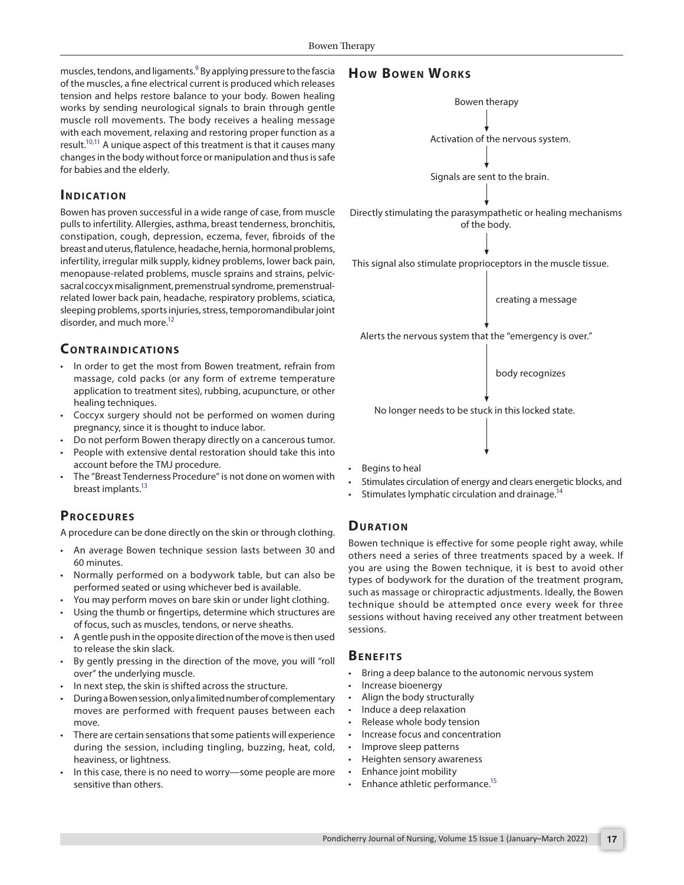muscles, tendons, and ligaments.[9] By applying pressure to the fascia of the muscles, a fine electrical current is produced which releases tension and helps restore balance to your body. Bowen healing works by sending neurological signals to brain through gentle muscle roll movements. The body receives a healing message with each movement, relaxing and restoring proper function as a result.[10,11] A unique aspect of this treatment is that it causes many changes in the body without force or manipulation and thus is safe for babies and the elderly.

## Indication

Bowen has proven successful in a wide range of case, from muscle pulls to infertility. Allergies, asthma, breast tenderness, bronchitis, constipation, cough, depression, eczema, fever, fibroids of the breast and uterus, flatulence, headache, hernia, hormonal problems, infertility, irregular milk supply, kidney problems, lower back pain, menopause-related problems, muscle sprains and strains, pelvic-sacral coccyx misalignment, premenstrual syndrome, premenstrual-related lower back pain, headache, respiratory problems, sciatica, sleeping problems, sports injuries, stress, temporomandibular joint disorder, and much more.[12]

## Contraindications

- In order to get the most from Bowen treatment, refrain from massage, cold packs (or any form of extreme temperature application to treatment sites), rubbing, acupuncture, or other healing techniques.
- Coccyx surgery should not be performed on women during pregnancy, since it is thought to induce labor.
- Do not perform Bowen therapy directly on a cancerous tumor.
- People with extensive dental restoration should take this into account before the TMJ procedure.
- The "Breast Tenderness Procedure" is not done on women with breast implants.[13]

## Procedures

A procedure can be done directly on the skin or through clothing.

- An average Bowen technique session lasts between 30 and 60 minutes.
- Normally performed on a bodywork table, but can also be performed seated or using whichever bed is available.
- You may perform moves on bare skin or under light clothing.
- Using the thumb or fingertips, determine which structures are of focus, such as muscles, tendons, or nerve sheaths.
- A gentle push in the opposite direction of the move is then used to release the skin slack.
- By gently pressing in the direction of the move, you will "roll over" the underlying muscle.
- In next step, the skin is shifted across the structure.
- During a Bowen session, only a limited number of complementary moves are performed with frequent pauses between each move.
- There are certain sensations that some patients will experience during the session, including tingling, buzzing, heat, cold, heaviness, or lightness.
- In this case, there is no need to worry—some people are more sensitive than others.

## How Bowen Works

Bowen therapy

↓

Activation of the nervous system.

↓

Signals are sent to the brain.

↓

Directly stimulating the parasympathetic or healing mechanisms of the body.

↓

This signal also stimulate proprioceptors in the muscle tissue.

↓ creating a message

Alerts the nervous system that the "emergency is over."

↓ body recognizes

No longer needs to be stuck in this locked state.

↓

- Begins to heal
- Stimulates circulation of energy and clears energetic blocks, and
- Stimulates lymphatic circulation and drainage.[14]

## Duration

Bowen technique is effective for some people right away, while others need a series of three treatments spaced by a week. If you are using the Bowen technique, it is best to avoid other types of bodywork for the duration of the treatment program, such as massage or chiropractic adjustments. Ideally, the Bowen technique should be attempted once every week for three sessions without having received any other treatment between sessions.

## Benefits

- Bring a deep balance to the autonomic nervous system
- Increase bioenergy
- Align the body structurally
- Induce a deep relaxation
- Release whole body tension
- Increase focus and concentration
- Improve sleep patterns
- Heighten sensory awareness
- Enhance joint mobility
- Enhance athletic performance.[15]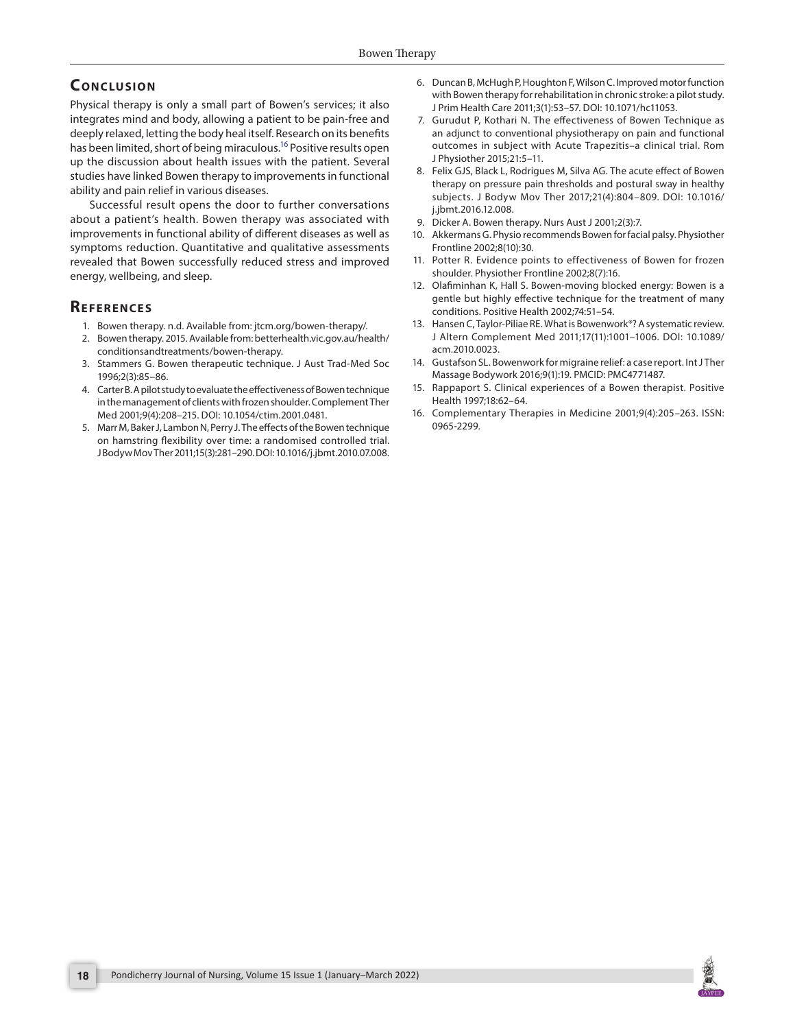## Conclusion

Physical therapy is only a small part of Bowen's services; it also integrates mind and body, allowing a patient to be pain-free and deeply relaxed, letting the body heal itself. Research on its benefits has been limited, short of being miraculous.[16] Positive results open up the discussion about health issues with the patient. Several studies have linked Bowen therapy to improvements in functional ability and pain relief in various diseases.

Successful result opens the door to further conversations about a patient's health. Bowen therapy was associated with improvements in functional ability of different diseases as well as symptoms reduction. Quantitative and qualitative assessments revealed that Bowen successfully reduced stress and improved energy, wellbeing, and sleep.

## References

1. Bowen therapy. n.d. Available from: jtcm.org/bowen-therapy/.
2. Bowen therapy. 2015. Available from: betterhealth.vic.gov.au/health/conditionsandtreatments/bowen-therapy.
3. Stammers G. Bowen therapeutic technique. J Aust Trad-Med Soc 1996;2(3):85–86.
4. Carter B. A pilot study to evaluate the effectiveness of Bowen technique in the management of clients with frozen shoulder. Complement Ther Med 2001;9(4):208–215. DOI: 10.1054/ctim.2001.0481.
5. Marr M, Baker J, Lambon N, Perry J. The effects of the Bowen technique on hamstring flexibility over time: a randomised controlled trial. J Bodyw Mov Ther 2011;15(3):281–290. DOI: 10.1016/j.jbmt.2010.07.008.
6. Duncan B, McHugh P, Houghton F, Wilson C. Improved motor function with Bowen therapy for rehabilitation in chronic stroke: a pilot study. J Prim Health Care 2011;3(1):53–57. DOI: 10.1071/hc11053.
7. Gurudut P, Kothari N. The effectiveness of Bowen Technique as an adjunct to conventional physiotherapy on pain and functional outcomes in subject with Acute Trapezitis–a clinical trial. Rom J Physiother 2015;21:5–11.
8. Felix GJS, Black L, Rodrigues M, Silva AG. The acute effect of Bowen therapy on pressure pain thresholds and postural sway in healthy subjects. J Bodyw Mov Ther 2017;21(4):804–809. DOI: 10.1016/j.jbmt.2016.12.008.
9. Dicker A. Bowen therapy. Nurs Aust J 2001;2(3):7.
10. Akkermans G. Physio recommends Bowen for facial palsy. Physiother Frontline 2002;8(10):30.
11. Potter R. Evidence points to effectiveness of Bowen for frozen shoulder. Physiother Frontline 2002;8(7):16.
12. Olafiminhan K, Hall S. Bowen-moving blocked energy: Bowen is a gentle but highly effective technique for the treatment of many conditions. Positive Health 2002;74:51–54.
13. Hansen C, Taylor-Piliae RE. What is Bowenwork®? A systematic review. J Altern Complement Med 2011;17(11):1001–1006. DOI: 10.1089/acm.2010.0023.
14. Gustafson SL. Bowenwork for migraine relief: a case report. Int J Ther Massage Bodywork 2016;9(1):19. PMCID: PMC4771487.
15. Rappaport S. Clinical experiences of a Bowen therapist. Positive Health 1997;18:62–64.
16. Complementary Therapies in Medicine 2001;9(4):205–263. ISSN: 0965-2299.